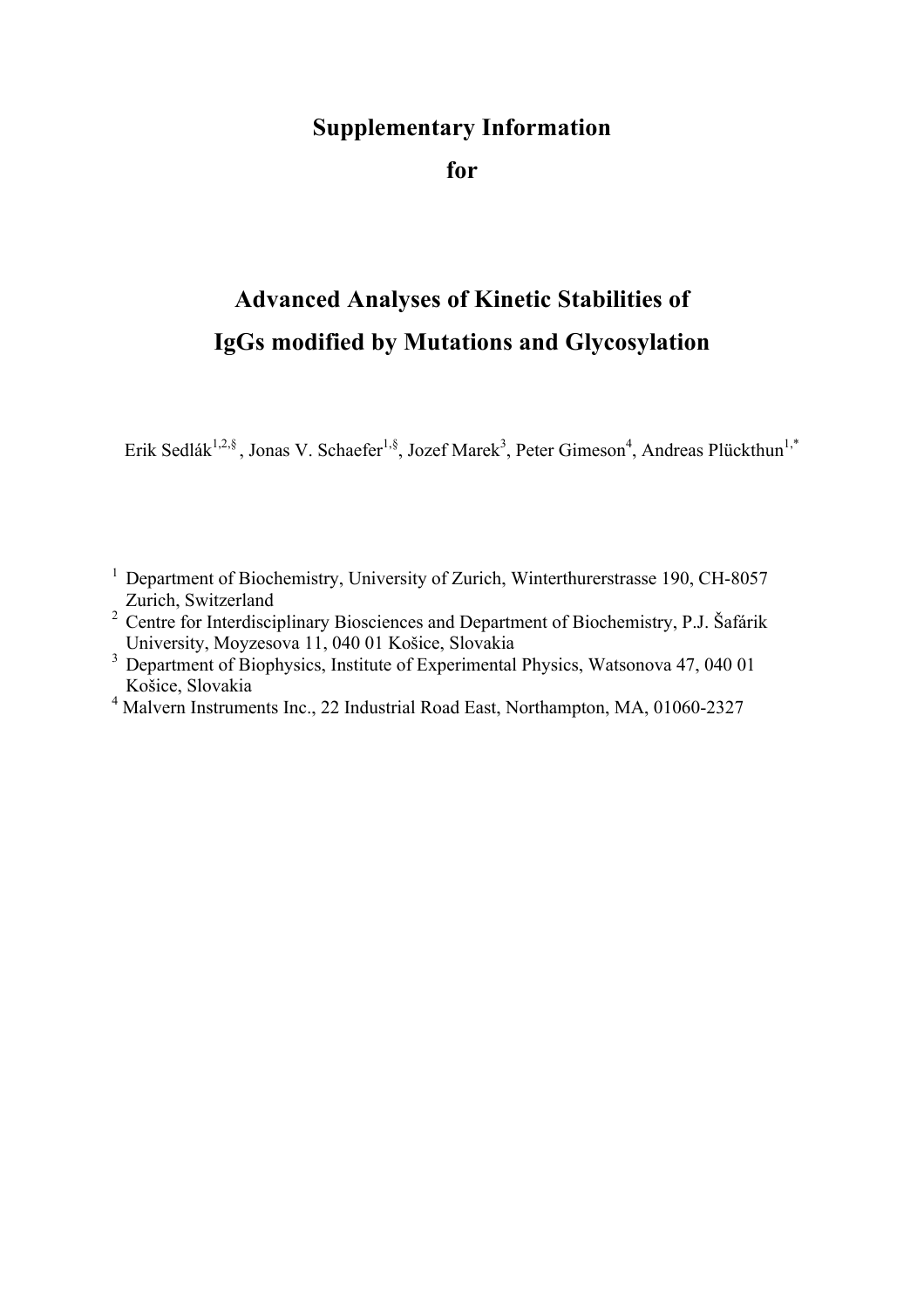# Supplementary Information

# for

## Advanced Analyses of Kinetic Stabilities of IgGs modified by Mutations and Glycosylation

Erik Sedlák[1,2,§], Jonas V. Schaefer[1,§], Jozef Marek[3], Peter Gimeson[4], Andreas Plückthun[1,*]

[1] Department of Biochemistry, University of Zurich, Winterthurerstrasse 190, CH-8057 Zurich, Switzerland

[2] Centre for Interdisciplinary Biosciences and Department of Biochemistry, P.J. Šafárik University, Moyzesova 11, 040 01 Košice, Slovakia

[3] Department of Biophysics, Institute of Experimental Physics, Watsonova 47, 040 01 Košice, Slovakia

[4] Malvern Instruments Inc., 22 Industrial Road East, Northampton, MA, 01060-2327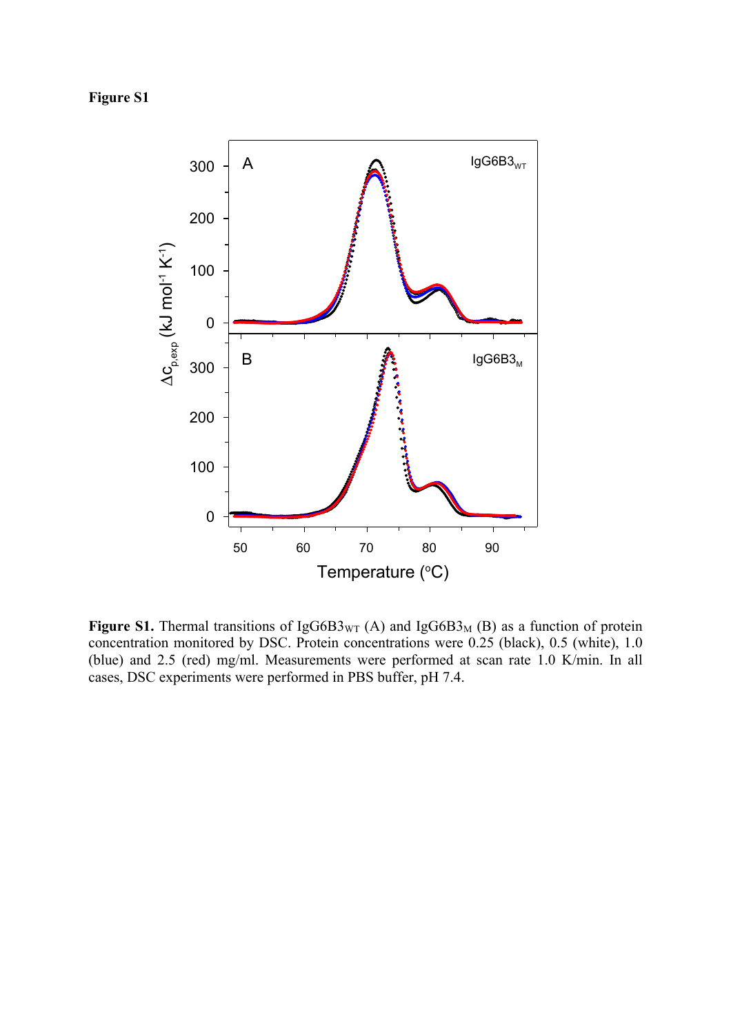**Figure S1**

**Figure S1.** Thermal transitions of $IgG6B3_{WT}$ (A) and $IgG6B3_{M}$ (B) as a function of protein concentration monitored by DSC. Protein concentrations were 0.25 (black), 0.5 (white), 1.0 (blue) and 2.5 (red) mg/ml. Measurements were performed at scan rate 1.0 K/min. In all cases, DSC experiments were performed in PBS buffer, pH 7.4.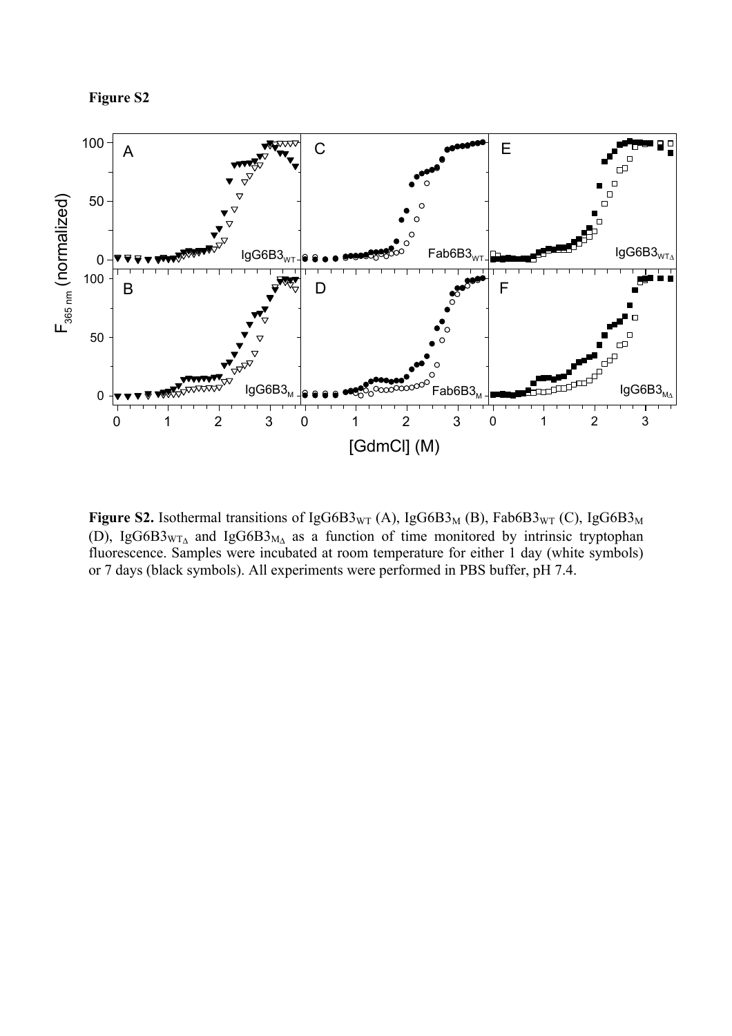**Figure S2**

**Figure S2.** Isothermal transitions of $IgG6B3_{WT}$ (A), $IgG6B3_{M}$ (B), $Fab6B3_{WT}$ (C), $IgG6B3_{M}$ (D), $IgG6B3_{WT\Delta}$ and $IgG6B3_{M\Delta}$ as a function of time monitored by intrinsic tryptophan fluorescence. Samples were incubated at room temperature for either 1 day (white symbols) or 7 days (black symbols). All experiments were performed in PBS buffer, pH 7.4.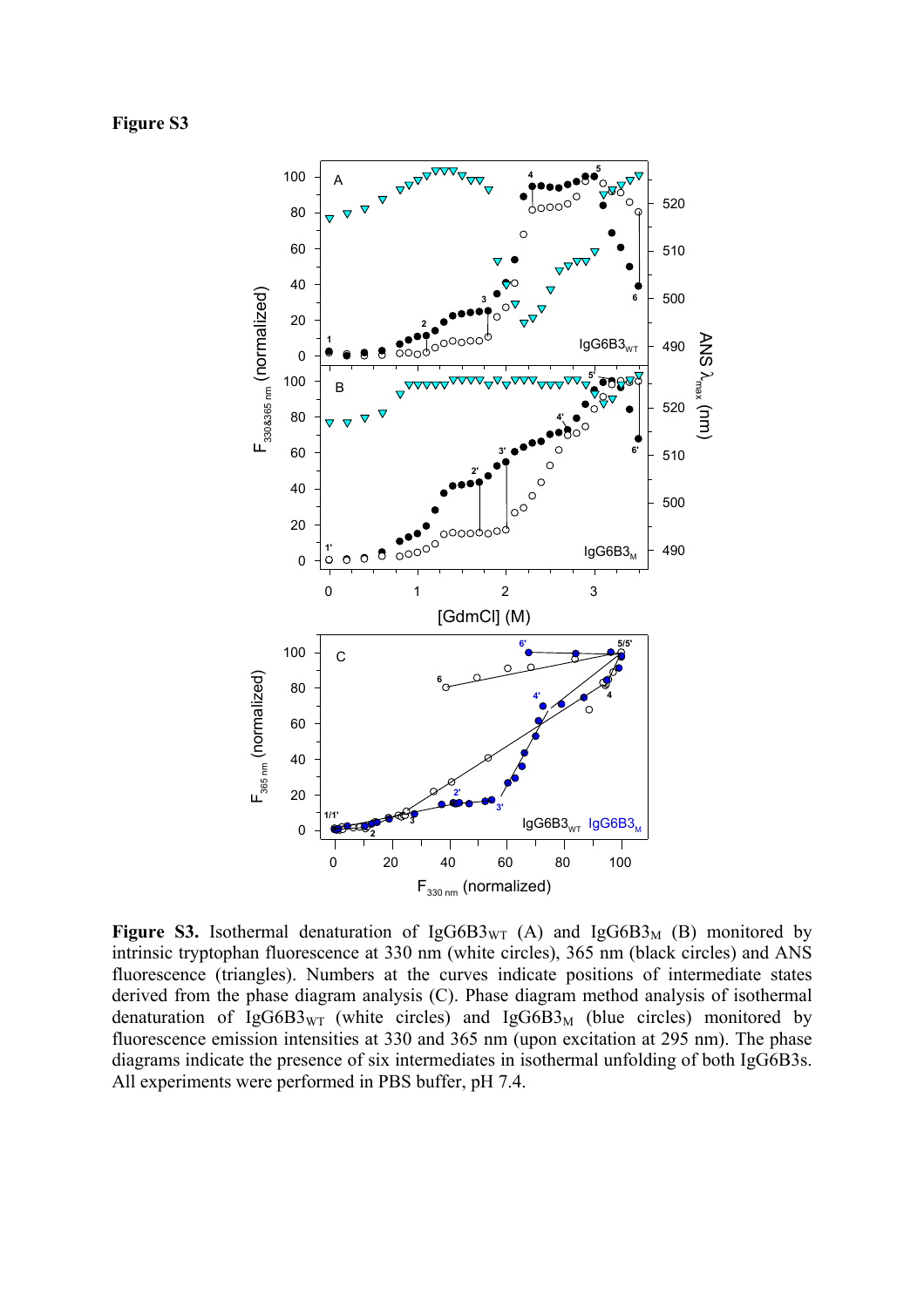**Figure S3**

**Figure S3.** Isothermal denaturation of $IgG6B3_{WT}$ (A) and $IgG6B3_{M}$ (B) monitored by intrinsic tryptophan fluorescence at 330 nm (white circles), 365 nm (black circles) and ANS fluorescence (triangles). Numbers at the curves indicate positions of intermediate states derived from the phase diagram analysis (C). Phase diagram method analysis of isothermal denaturation of $IgG6B3_{WT}$ (white circles) and $IgG6B3_{M}$ (blue circles) monitored by fluorescence emission intensities at 330 and 365 nm (upon excitation at 295 nm). The phase diagrams indicate the presence of six intermediates in isothermal unfolding of both IgG6B3s. All experiments were performed in PBS buffer, pH 7.4.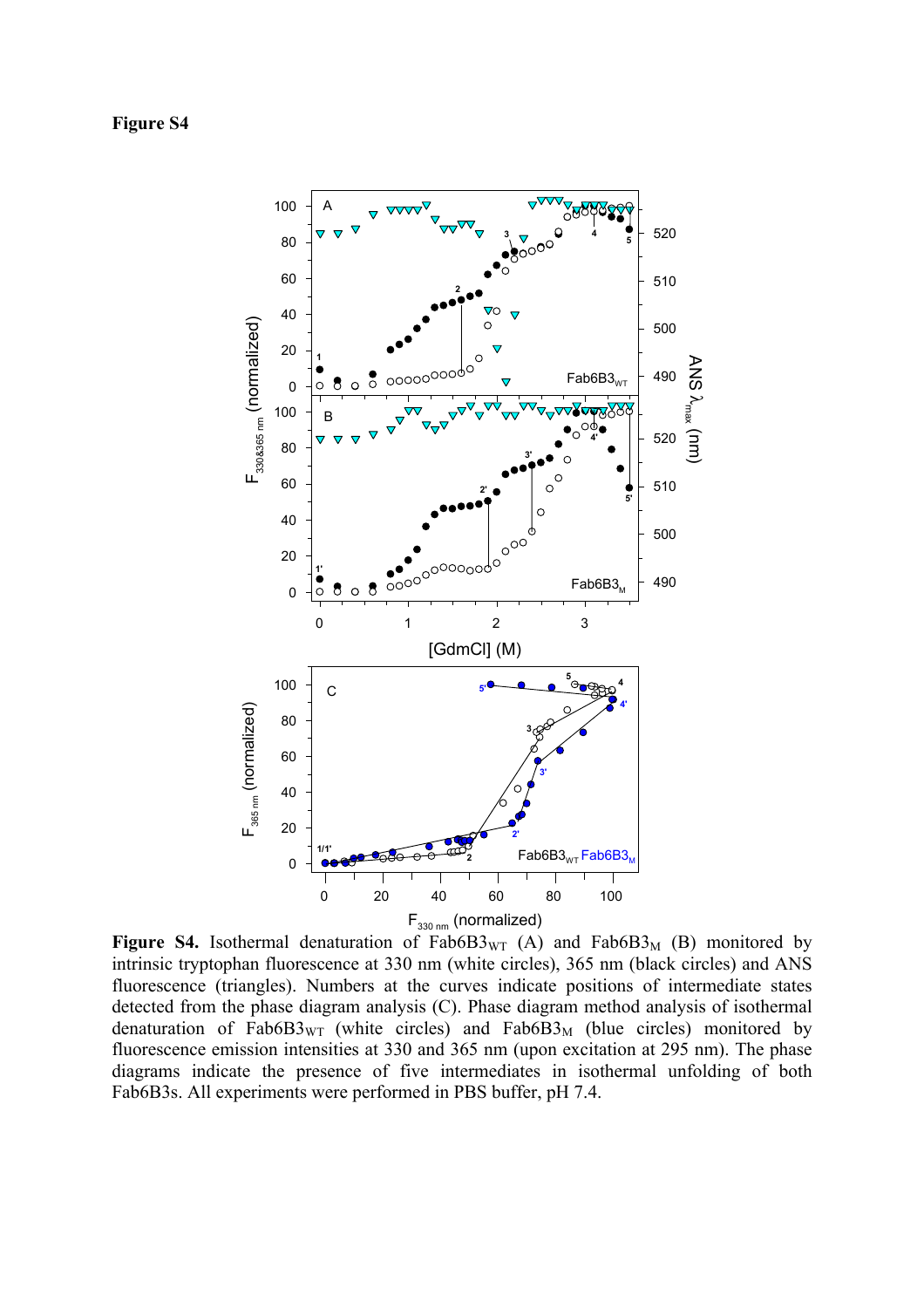**Figure S4**

**Figure S4.** Isothermal denaturation of $Fab6B3_{WT}$ (A) and $Fab6B3_M$ (B) monitored by intrinsic tryptophan fluorescence at 330 nm (white circles), 365 nm (black circles) and ANS fluorescence (triangles). Numbers at the curves indicate positions of intermediate states detected from the phase diagram analysis (C). Phase diagram method analysis of isothermal denaturation of $Fab6B3_{WT}$ (white circles) and $Fab6B3_M$ (blue circles) monitored by fluorescence emission intensities at 330 and 365 nm (upon excitation at 295 nm). The phase diagrams indicate the presence of five intermediates in isothermal unfolding of both Fab6B3s. All experiments were performed in PBS buffer, pH 7.4.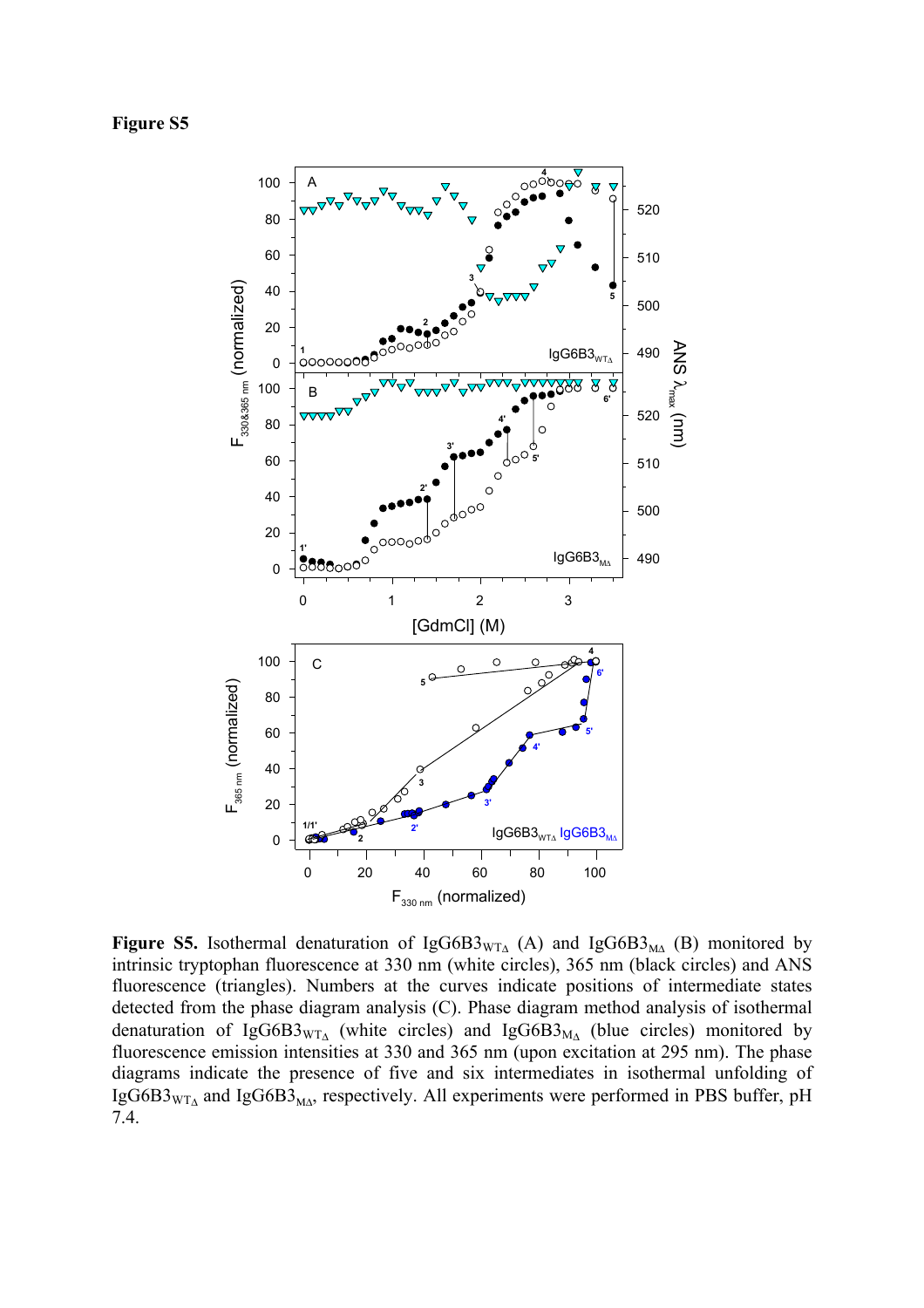**Figure S5**

**Figure S5.** Isothermal denaturation of IgG6B3$_{WT\Delta}$ (A) and IgG6B3$_{M\Delta}$ (B) monitored by intrinsic tryptophan fluorescence at 330 nm (white circles), 365 nm (black circles) and ANS fluorescence (triangles). Numbers at the curves indicate positions of intermediate states detected from the phase diagram analysis (C). Phase diagram method analysis of isothermal denaturation of IgG6B3$_{WT\Delta}$ (white circles) and IgG6B3$_{M\Delta}$ (blue circles) monitored by fluorescence emission intensities at 330 and 365 nm (upon excitation at 295 nm). The phase diagrams indicate the presence of five and six intermediates in isothermal unfolding of IgG6B3$_{WT\Delta}$ and IgG6B3$_{M\Delta}$, respectively. All experiments were performed in PBS buffer, pH 7.4.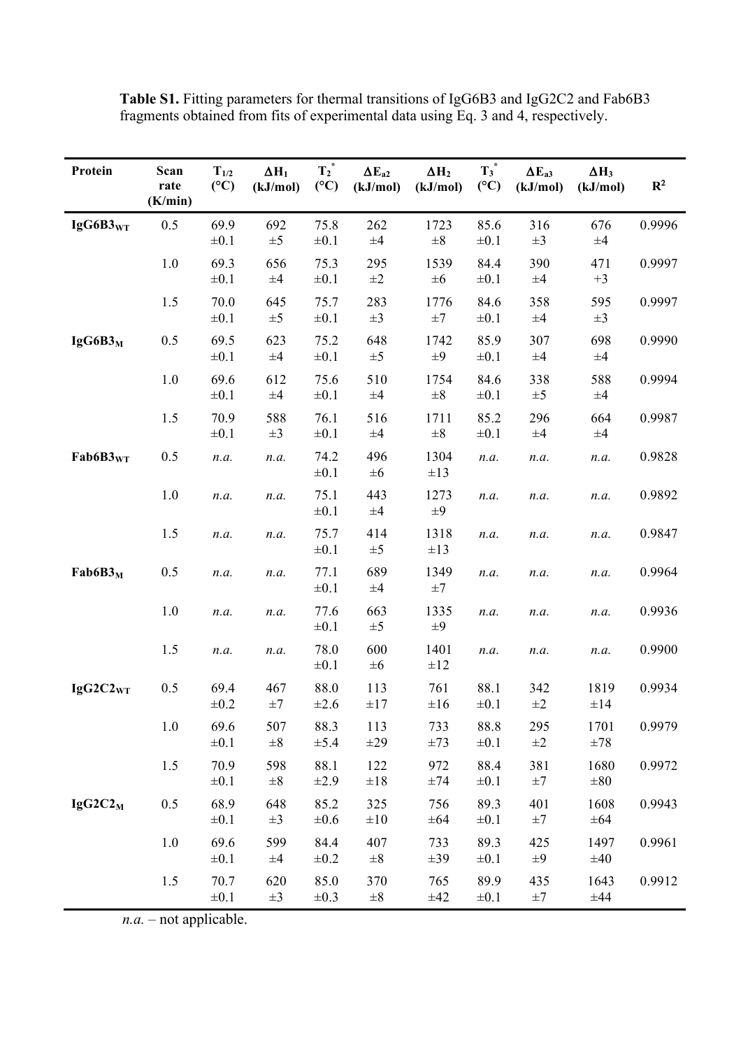**Table S1.** Fitting parameters for thermal transitions of IgG6B3 and IgG2C2 and Fab6B3 fragments obtained from fits of experimental data using Eq. 3 and 4, respectively.

| Protein | Scan rate (K/min) | $T_{1/2}$ (°C) | $\Delta H_1$ (kJ/mol) | $T_2^*$ (°C) | $\Delta E_{a2}$ (kJ/mol) | $\Delta H_2$ (kJ/mol) | $T_3^*$ (°C) | $\Delta E_{a3}$ (kJ/mol) | $\Delta H_3$ (kJ/mol) | $R^2$ |
|---|---|---|---|---|---|---|---|---|---|---|
| **$IgG6B3_{WT}$** | 0.5 | 69.9 ±0.1 | 692 ±5 | 75.8 ±0.1 | 262 ±4 | 1723 ±8 | 85.6 ±0.1 | 316 ±3 | 676 ±4 | 0.9996 |
| | 1.0 | 69.3 ±0.1 | 656 ±4 | 75.3 ±0.1 | 295 ±2 | 1539 ±6 | 84.4 ±0.1 | 390 ±4 | 471 +3 | 0.9997 |
| | 1.5 | 70.0 ±0.1 | 645 ±5 | 75.7 ±0.1 | 283 ±3 | 1776 ±7 | 84.6 ±0.1 | 358 ±4 | 595 ±3 | 0.9997 |
| **$IgG6B3_{M}$** | 0.5 | 69.5 ±0.1 | 623 ±4 | 75.2 ±0.1 | 648 ±5 | 1742 ±9 | 85.9 ±0.1 | 307 ±4 | 698 ±4 | 0.9990 |
| | 1.0 | 69.6 ±0.1 | 612 ±4 | 75.6 ±0.1 | 510 ±4 | 1754 ±8 | 84.6 ±0.1 | 338 ±5 | 588 ±4 | 0.9994 |
| | 1.5 | 70.9 ±0.1 | 588 ±3 | 76.1 ±0.1 | 516 ±4 | 1711 ±8 | 85.2 ±0.1 | 296 ±4 | 664 ±4 | 0.9987 |
| **$Fab6B3_{WT}$** | 0.5 | *n.a.* | *n.a.* | 74.2 ±0.1 | 496 ±6 | 1304 ±13 | *n.a.* | *n.a.* | *n.a.* | 0.9828 |
| | 1.0 | *n.a.* | *n.a.* | 75.1 ±0.1 | 443 ±4 | 1273 ±9 | *n.a.* | *n.a.* | *n.a.* | 0.9892 |
| | 1.5 | *n.a.* | *n.a.* | 75.7 ±0.1 | 414 ±5 | 1318 ±13 | *n.a.* | *n.a.* | *n.a.* | 0.9847 |
| **$Fab6B3_{M}$** | 0.5 | *n.a.* | *n.a.* | 77.1 ±0.1 | 689 ±4 | 1349 ±7 | *n.a.* | *n.a.* | *n.a.* | 0.9964 |
| | 1.0 | *n.a.* | *n.a.* | 77.6 ±0.1 | 663 ±5 | 1335 ±9 | *n.a.* | *n.a.* | *n.a.* | 0.9936 |
| | 1.5 | *n.a.* | *n.a.* | 78.0 ±0.1 | 600 ±6 | 1401 ±12 | *n.a.* | *n.a.* | *n.a.* | 0.9900 |
| **$IgG2C2_{WT}$** | 0.5 | 69.4 ±0.2 | 467 ±7 | 88.0 ±2.6 | 113 ±17 | 761 ±16 | 88.1 ±0.1 | 342 ±2 | 1819 ±14 | 0.9934 |
| | 1.0 | 69.6 ±0.1 | 507 ±8 | 88.3 ±5.4 | 113 ±29 | 733 ±73 | 88.8 ±0.1 | 295 ±2 | 1701 ±78 | 0.9979 |
| | 1.5 | 70.9 ±0.1 | 598 ±8 | 88.1 ±2.9 | 122 ±18 | 972 ±74 | 88.4 ±0.1 | 381 ±7 | 1680 ±80 | 0.9972 |
| **$IgG2C2_{M}$** | 0.5 | 68.9 ±0.1 | 648 ±3 | 85.2 ±0.6 | 325 ±10 | 756 ±64 | 89.3 ±0.1 | 401 ±7 | 1608 ±64 | 0.9943 |
| | 1.0 | 69.6 ±0.1 | 599 ±4 | 84.4 ±0.2 | 407 ±8 | 733 ±39 | 89.3 ±0.1 | 425 ±9 | 1497 ±40 | 0.9961 |
| | 1.5 | 70.7 ±0.1 | 620 ±3 | 85.0 ±0.3 | 370 ±8 | 765 ±42 | 89.9 ±0.1 | 435 ±7 | 1643 ±44 | 0.9912 |

*n.a.* – not applicable.